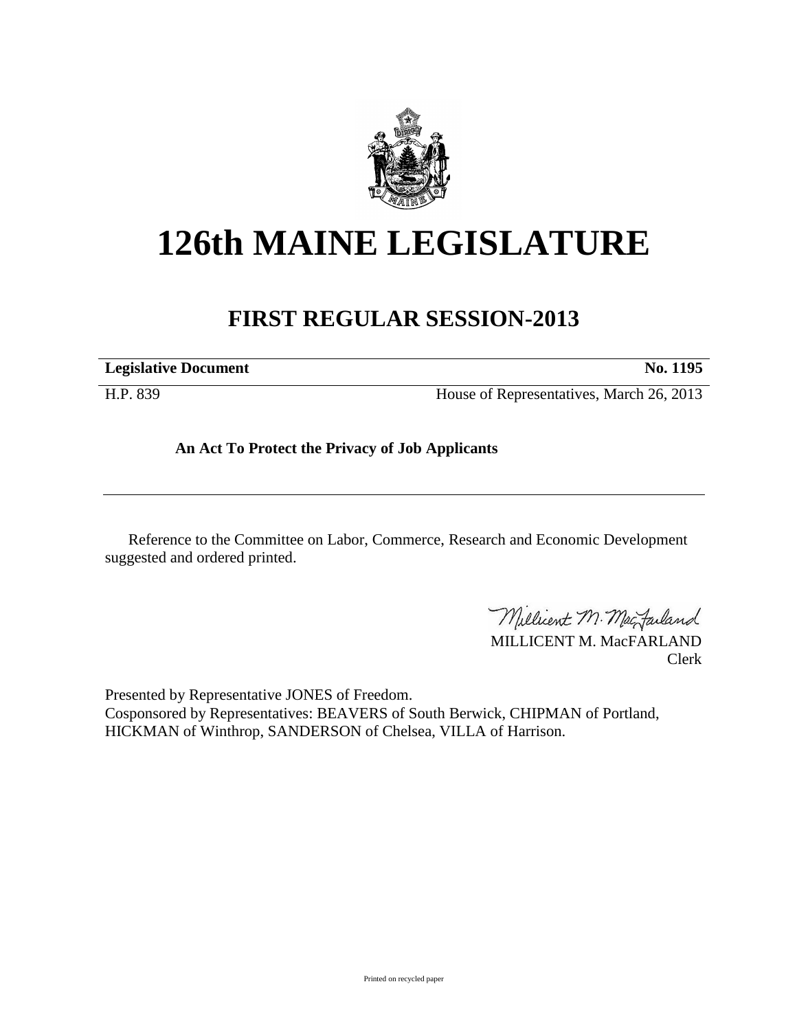# 126th MAINE LEGISLATURE

## FIRST REGULAR SESSION-2013

| **Legislative Document** | **No. 1195** |
|---|---|
| H.P. 839 | House of Representatives, March 26, 2013 |

**An Act To Protect the Privacy of Job Applicants**

---

Reference to the Committee on Labor, Commerce, Research and Economic Development suggested and ordered printed.

MILLICENT M. MacFARLAND
Clerk

Presented by Representative JONES of Freedom.
Cosponsored by Representatives: BEAVERS of South Berwick, CHIPMAN of Portland, HICKMAN of Winthrop, SANDERSON of Chelsea, VILLA of Harrison.

Printed on recycled paper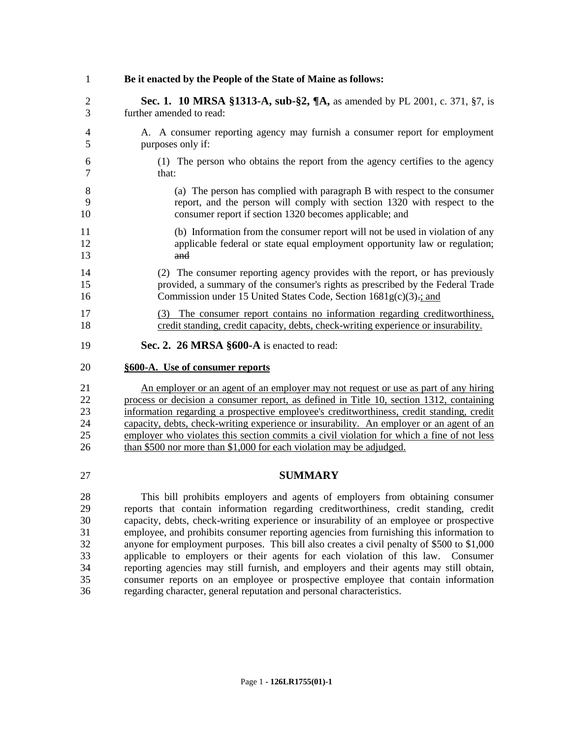**Be it enacted by the People of the State of Maine as follows:**

**Sec. 1. 10 MRSA §1313-A, sub-§2, ¶A,** as amended by PL 2001, c. 371, §7, is further amended to read:

A. A consumer reporting agency may furnish a consumer report for employment purposes only if:

(1) The person who obtains the report from the agency certifies to the agency that:

(a) The person has complied with paragraph B with respect to the consumer report, and the person will comply with section 1320 with respect to the consumer report if section 1320 becomes applicable; and

(b) Information from the consumer report will not be used in violation of any applicable federal or state equal employment opportunity law or regulation; ~~and~~

(2) The consumer reporting agency provides with the report, or has previously provided, a summary of the consumer's rights as prescribed by the Federal Trade Commission under 15 United States Code, Section 1681g(c)(3)~~.~~<u>; and</u>

<u>(3) The consumer report contains no information regarding creditworthiness, credit standing, credit capacity, debts, check-writing experience or insurability.</u>

**Sec. 2. 26 MRSA §600-A** is enacted to read:

<u>**§600-A. Use of consumer reports**</u>

<u>An employer or an agent of an employer may not request or use as part of any hiring process or decision a consumer report, as defined in Title 10, section 1312, containing information regarding a prospective employee's creditworthiness, credit standing, credit capacity, debts, check-writing experience or insurability. An employer or an agent of an employer who violates this section commits a civil violation for which a fine of not less than $500 nor more than $1,000 for each violation may be adjudged.</u>

## SUMMARY

This bill prohibits employers and agents of employers from obtaining consumer reports that contain information regarding creditworthiness, credit standing, credit capacity, debts, check-writing experience or insurability of an employee or prospective employee, and prohibits consumer reporting agencies from furnishing this information to anyone for employment purposes. This bill also creates a civil penalty of $500 to $1,000 applicable to employers or their agents for each violation of this law. Consumer reporting agencies may still furnish, and employers and their agents may still obtain, consumer reports on an employee or prospective employee that contain information regarding character, general reputation and personal characteristics.